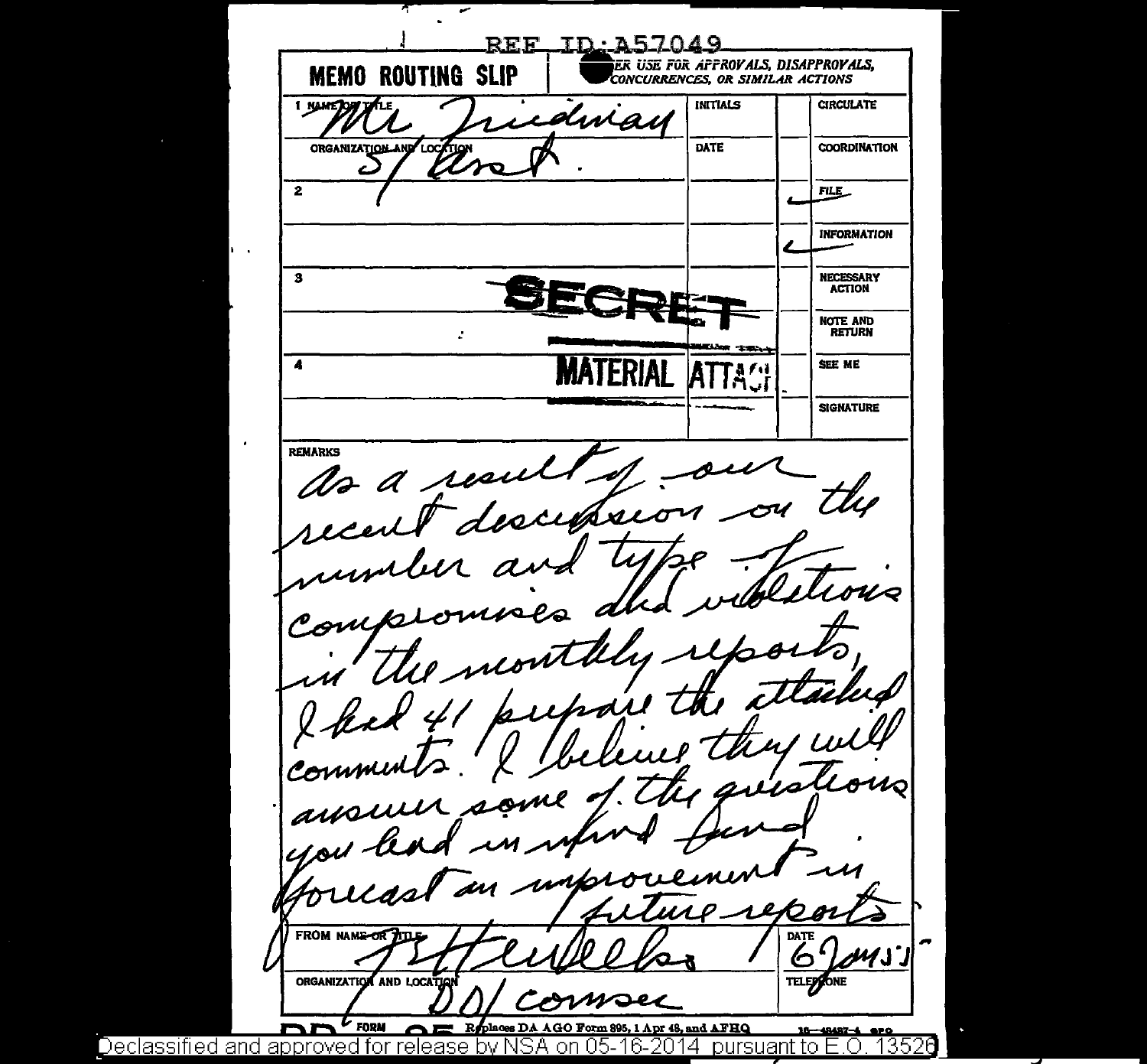REF ID:A57049

**MEMO ROUTING SLIP** — NEVER USE FOR APPROVALS, DISAPPROVALS, CONCURRENCES, OR SIMILAR ACTIONS

| | | INITIALS | | CIRCULATE |
|---|---|---|---|---|
| 1 NAME OR TITLE | Mr Friedman | | | |
| ORGANIZATION AND LOCATION | S/Asst. | DATE | | COORDINATION |
| 2 | | | ✓ | FILE |
| | | | ✓ | INFORMATION |
| 3 | SECRET | | | NECESSARY ACTION |
| | | | | NOTE AND RETURN |
| 4 | MATERIAL ATTACHED | | | SEE ME |
| | | | | SIGNATURE |

REMARKS

As a result of our recent discussion on the number and type of compromises and violations in the monthly reports, I had 41 prepare the attached comments. I believe they will answer some of the questions you had in mind and forecast an improvement in future reports.

FROM NAME OR TITLE: F. H. Wells — DATE: 6 Jan 5?

ORGANIZATION AND LOCATION: DD/Comsec — TELEPHONE

DD FORM 95 Replaces DA AGO Form 895, 1 Apr 48, and AFHQ

Declassified and approved for release by NSA on 05-16-2014 pursuant to E.O. 13526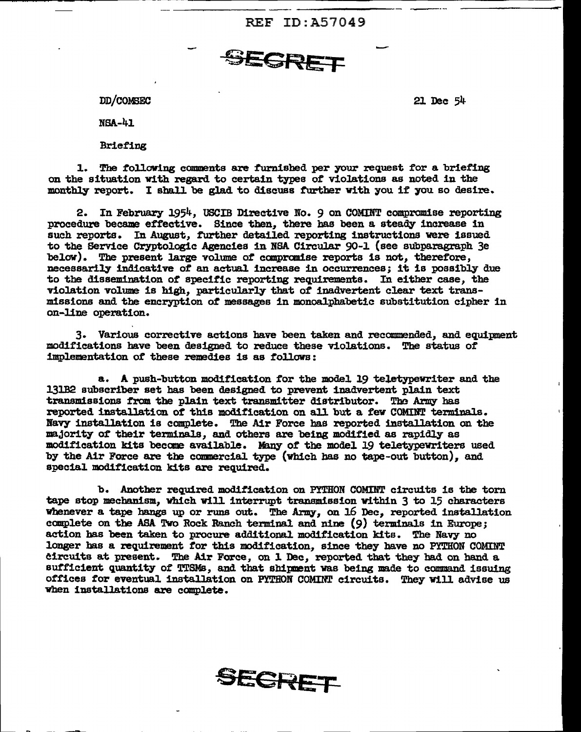REF ID:A57049

SECRET

DD/COMSEC 21 Dec 54

NSA-41

Briefing

1. The following comments are furnished per your request for a briefing on the situation with regard to certain types of violations as noted in the monthly report. I shall be glad to discuss further with you if you so desire.

2. In February 1954, USCIB Directive No. 9 on COMINT compromise reporting procedure became effective. Since then, there has been a steady increase in such reports. In August, further detailed reporting instructions were issued to the Service Cryptologic Agencies in NSA Circular 90-1 (see subparagraph 3e below). The present large volume of compromise reports is not, therefore, necessarily indicative of an actual increase in occurrences; it is possibly due to the dissemination of specific reporting requirements. In either case, the violation volume is high, particularly that of inadvertent clear text transmissions and the encryption of messages in monoalphabetic substitution cipher in on-line operation.

3. Various corrective actions have been taken and recommended, and equipment modifications have been designed to reduce these violations. The status of implementation of these remedies is as follows:

a. A push-button modification for the model 19 teletypewriter and the 131B2 subscriber set has been designed to prevent inadvertent plain text transmissions from the plain text transmitter distributor. The Army has reported installation of this modification on all but a few COMINT terminals. Navy installation is complete. The Air Force has reported installation on the majority of their terminals, and others are being modified as rapidly as modification kits become available. Many of the model 19 teletypewriters used by the Air Force are the commercial type (which has no tape-out button), and special modification kits are required.

b. Another required modification on PYTHON COMINT circuits is the torn tape stop mechanism, which will interrupt transmission within 3 to 15 characters whenever a tape hangs up or runs out. The Army, on 16 Dec, reported installation complete on the ASA Two Rock Ranch terminal and nine (9) terminals in Europe; action has been taken to procure additional modification kits. The Navy no longer has a requirement for this modification, since they have no PYTHON COMINT circuits at present. The Air Force, on 1 Dec, reported that they had on hand a sufficient quantity of TTSMs, and that shipment was being made to command issuing offices for eventual installation on PYTHON COMINT circuits. They will advise us when installations are complete.

SECRET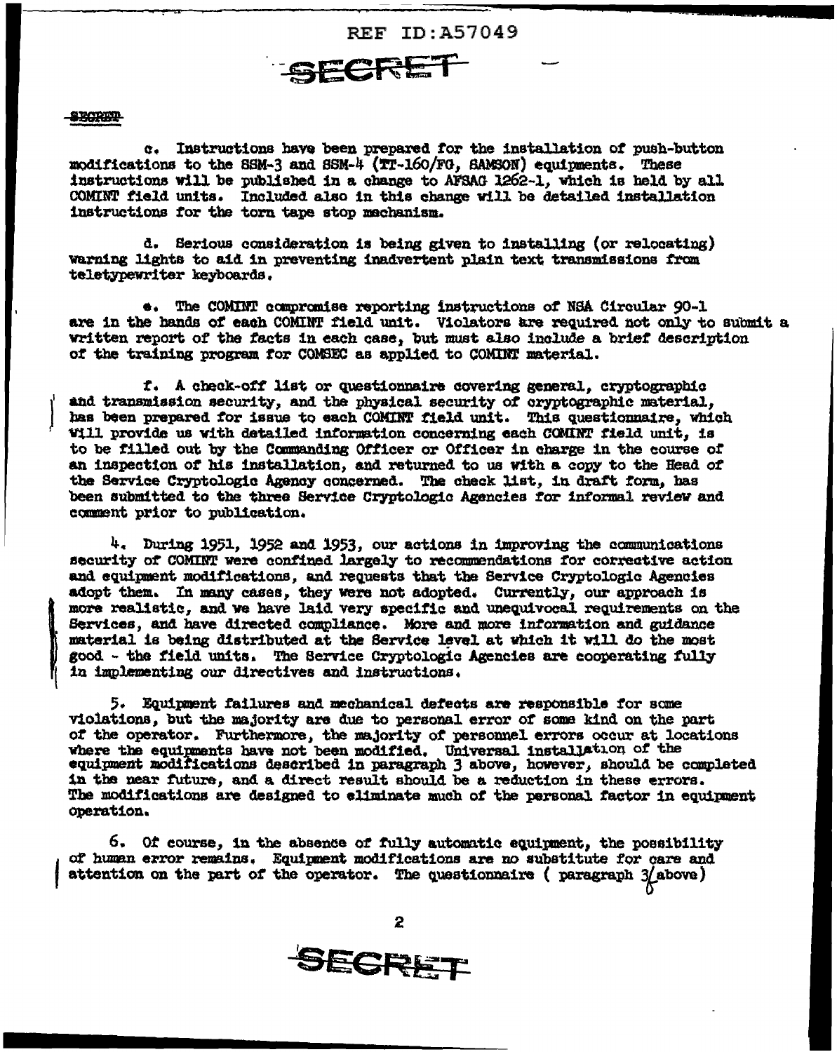c. Instructions have been prepared for the installation of push-button modifications to the SSM-3 and SSM-4 (TT-160/FG, SAMSON) equipments. These instructions will be published in a change to AFSAG 1262-1, which is held by all COMINT field units. Included also in this change will be detailed installation instructions for the torn tape stop mechanism.

d. Serious consideration is being given to installing (or relocating) warning lights to aid in preventing inadvertent plain text transmissions from teletypewriter keyboards.

e. The COMINT compromise reporting instructions of NSA Circular 90-1 are in the hands of each COMINT field unit. Violators are required not only to submit a written report of the facts in each case, but must also include a brief description of the training program for COMSEC as applied to COMINT material.

f. A check-off list or questionnaire covering general, cryptographic and transmission security, and the physical security of cryptographic material, has been prepared for issue to each COMINT field unit. This questionnaire, which will provide us with detailed information concerning each COMINT field unit, is to be filled out by the Commanding Officer or Officer in charge in the course of an inspection of his installation, and returned to us with a copy to the Head of the Service Cryptologic Agency concerned. The check list, in draft form, has been submitted to the three Service Cryptologic Agencies for informal review and comment prior to publication.

4. During 1951, 1952 and 1953, our actions in improving the communications security of COMINT were confined largely to recommendations for corrective action and equipment modifications, and requests that the Service Cryptologic Agencies adopt them. In many cases, they were not adopted. Currently, our approach is more realistic, and we have laid very specific and unequivocal requirements on the Services, and have directed compliance. More and more information and guidance material is being distributed at the Service level at which it will do the most good - the field units. The Service Cryptologic Agencies are cooperating fully in implementing our directives and instructions.

5. Equipment failures and mechanical defects are responsible for some violations, but the majority are due to personal error of some kind on the part of the operator. Furthermore, the majority of personnel errors occur at locations where the equipments have not been modified. Universal installation of the equipment modifications described in paragraph 3 above, however, should be completed in the near future, and a direct result should be a reduction in these errors. The modifications are designed to eliminate much of the personal factor in equipment operation.

6. Of course, in the absence of fully automatic equipment, the possibility of human error remains. Equipment modifications are no substitute for care and attention on the part of the operator. The questionnaire ( paragraph 3f above)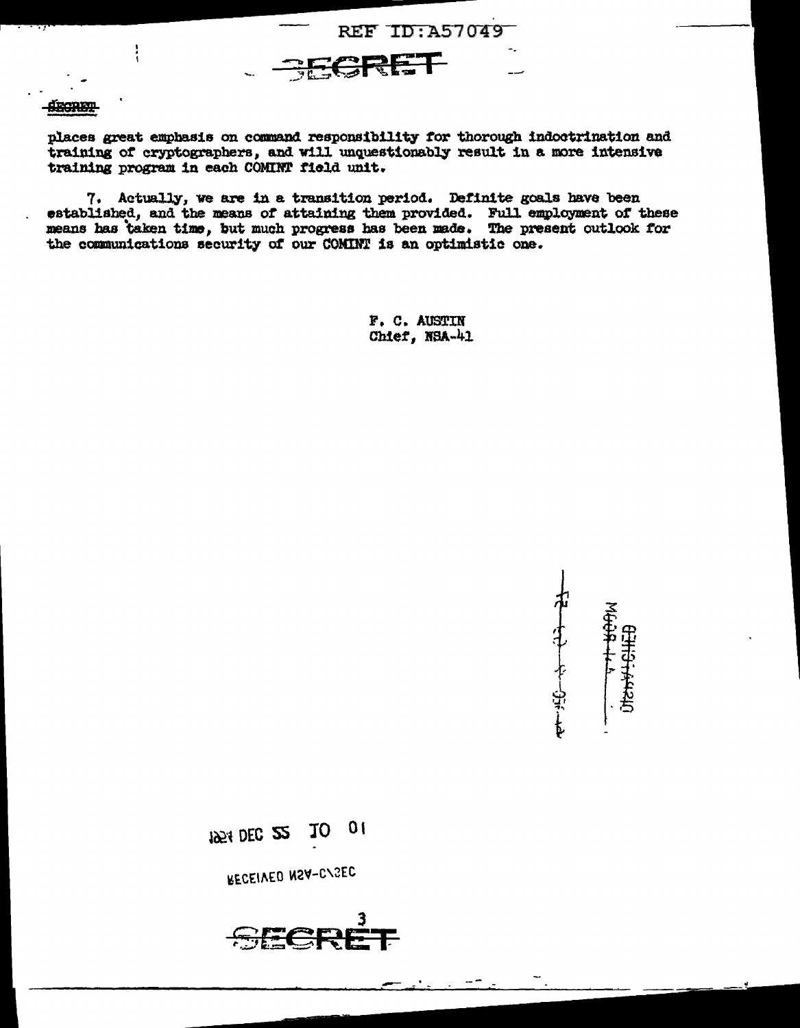places great emphasis on command responsibility for thorough indoctrination and training of cryptographers, and will unquestionably result in a more intensive training program in each COMINT field unit.

7. Actually, we are in a transition period. Definite goals have been established, and the means of attaining them provided. Full employment of these means has taken time, but much progress has been made. The present outlook for the communications security of our COMINT is an optimistic one.

F. C. AUSTIN
Chief, NSA-41

RECEIVED NSA-C/SEC

1951 DEC 22 PM 01